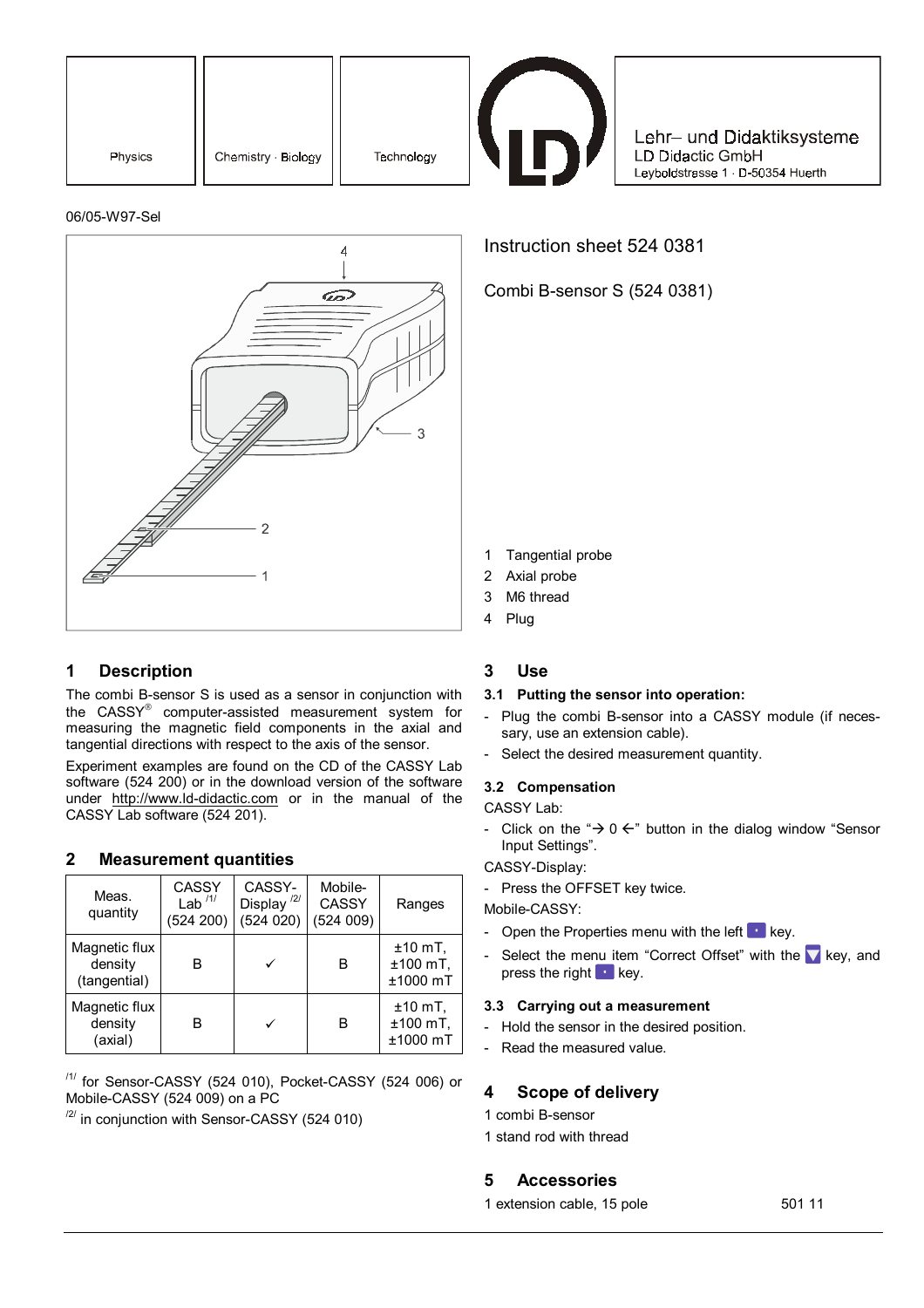Physics | Chemistry · Biology | Technology

Lehr– und Didaktiksysteme
LD Didactic GmbH
Leyboldstrasse 1 · D-50354 Huerth

06/05-W97-Sel

Instruction sheet 524 0381

Combi B-sensor S (524 0381)

1 Tangential probe
2 Axial probe
3 M6 thread
4 Plug

## 1 Description

The combi B-sensor S is used as a sensor in conjunction with the CASSY® computer-assisted measurement system for measuring the magnetic field components in the axial and tangential directions with respect to the axis of the sensor.

Experiment examples are found on the CD of the CASSY Lab software (524 200) or in the download version of the software under http://www.ld-didactic.com or in the manual of the CASSY Lab software (524 201).

## 2 Measurement quantities

| Meas. quantity | CASSY Lab [1] (524 200) | CASSY-Display [2] (524 020) | Mobile-CASSY (524 009) | Ranges |
|---|---|---|---|---|
| Magnetic flux density (tangential) | B | ✓ | B | ±10 mT, ±100 mT, ±1000 mT |
| Magnetic flux density (axial) | B | ✓ | B | ±10 mT, ±100 mT, ±1000 mT |

[1] for Sensor-CASSY (524 010), Pocket-CASSY (524 006) or Mobile-CASSY (524 009) on a PC
[2] in conjunction with Sensor-CASSY (524 010)

## 3 Use

### 3.1 Putting the sensor into operation:

- Plug the combi B-sensor into a CASSY module (if necessary, use an extension cable).
- Select the desired measurement quantity.

### 3.2 Compensation

CASSY Lab:

- Click on the "→ 0 ←" button in the dialog window "Sensor Input Settings".

CASSY-Display:

- Press the OFFSET key twice.

Mobile-CASSY:

- Open the Properties menu with the left key.
- Select the menu item "Correct Offset" with the key, and press the right key.

### 3.3 Carrying out a measurement

- Hold the sensor in the desired position.
- Read the measured value.

## 4 Scope of delivery

1 combi B-sensor
1 stand rod with thread

## 5 Accessories

1 extension cable, 15 pole 501 11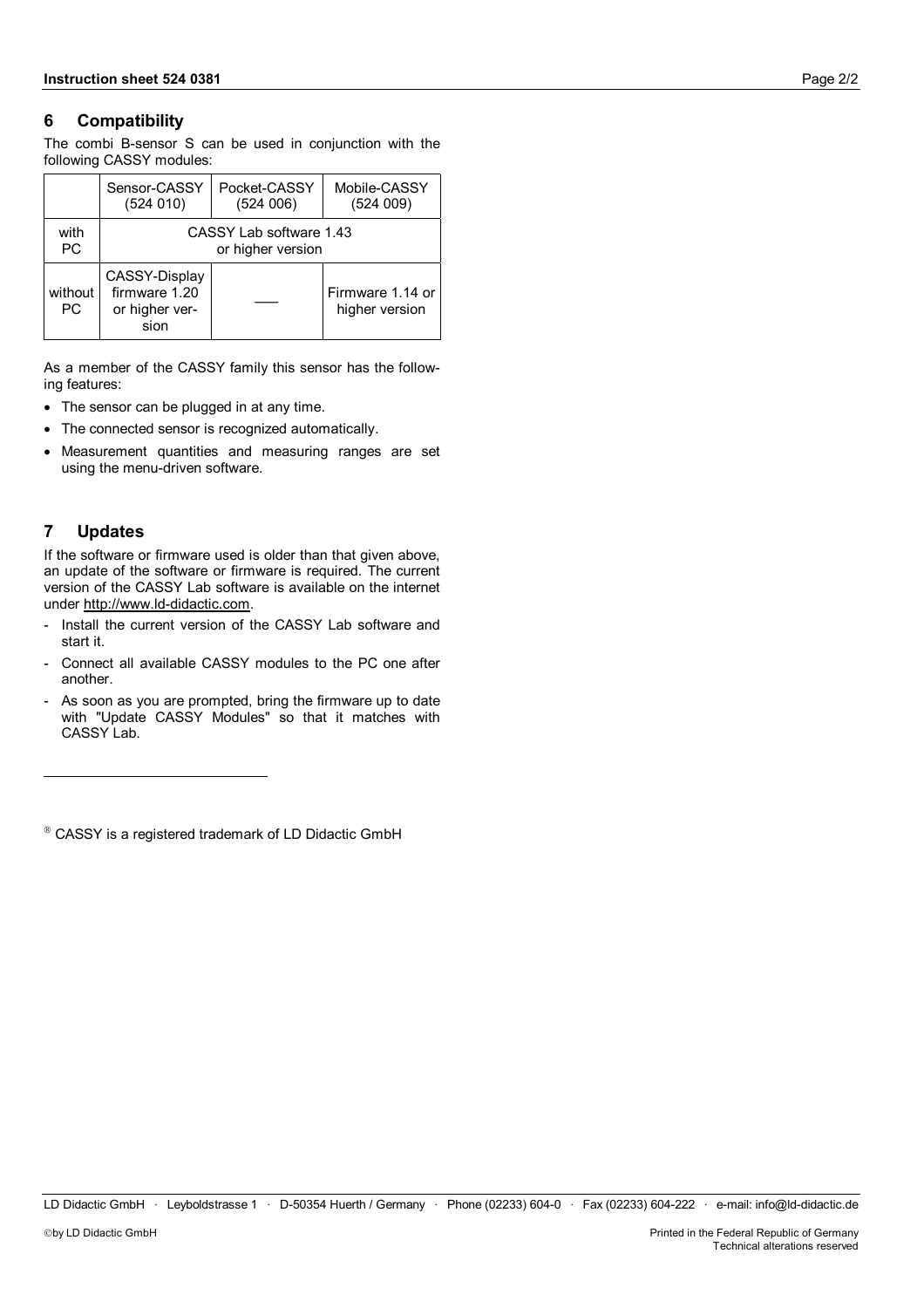## 6 Compatibility

The combi B-sensor S can be used in conjunction with the following CASSY modules:

| | Sensor-CASSY (524 010) | Pocket-CASSY (524 006) | Mobile-CASSY (524 009) |
|---|---|---|---|
| with PC | CASSY Lab software 1.43 or higher version | | |
| without PC | CASSY-Display firmware 1.20 or higher version | — | Firmware 1.14 or higher version |

As a member of the CASSY family this sensor has the following features:

- The sensor can be plugged in at any time.
- The connected sensor is recognized automatically.
- Measurement quantities and measuring ranges are set using the menu-driven software.

## 7 Updates

If the software or firmware used is older than that given above, an update of the software or firmware is required. The current version of the CASSY Lab software is available on the internet under http://www.ld-didactic.com.

- Install the current version of the CASSY Lab software and start it.
- Connect all available CASSY modules to the PC one after another.
- As soon as you are prompted, bring the firmware up to date with "Update CASSY Modules" so that it matches with CASSY Lab.

---

® CASSY is a registered trademark of LD Didactic GmbH

LD Didactic GmbH · Leyboldstrasse 1 · D-50354 Huerth / Germany · Phone (02233) 604-0 · Fax (02233) 604-222 · e-mail: info@ld-didactic.de

©by LD Didactic GmbH

Printed in the Federal Republic of Germany
Technical alterations reserved